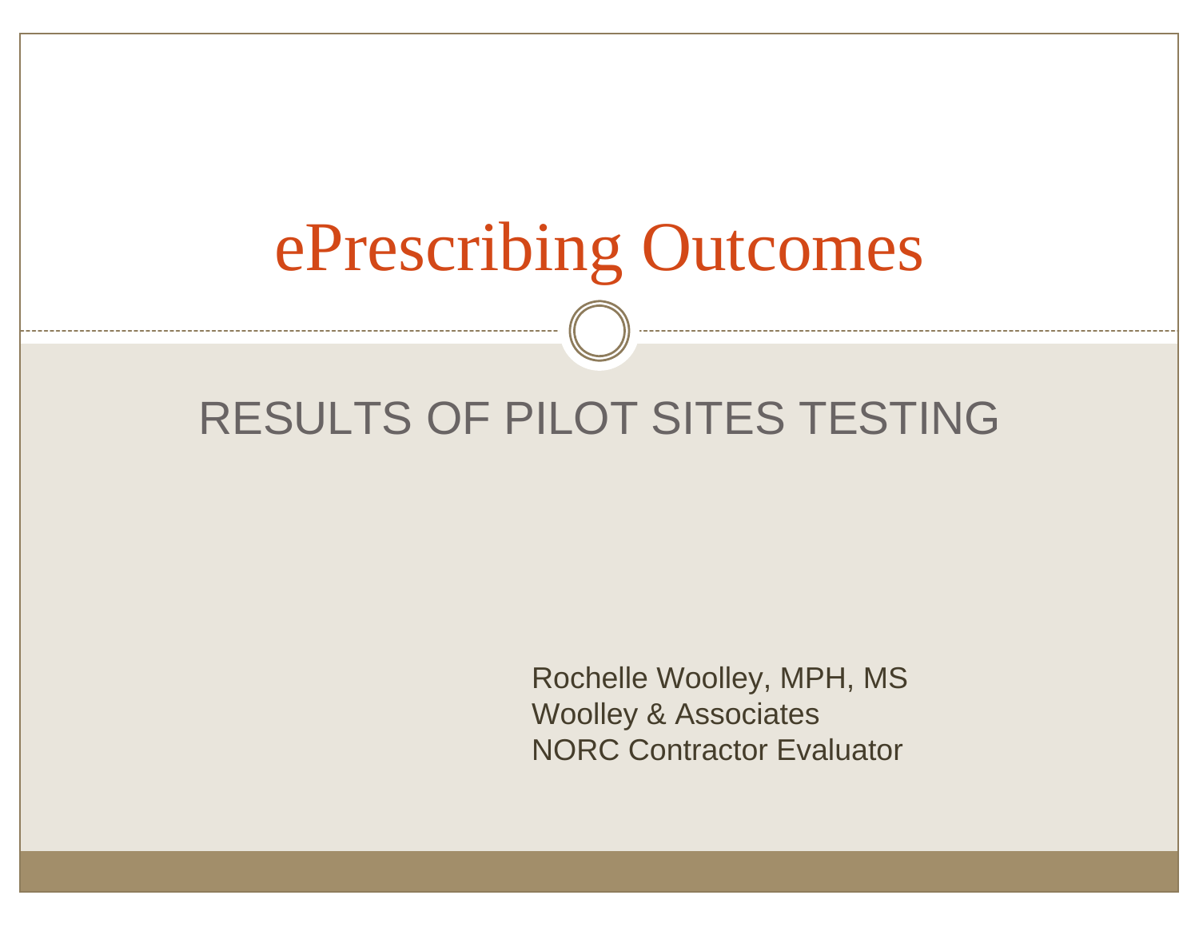# ePrescribing Outcomes

## RESULTS OF PILOT SITES TESTING

Rochelle Woolley, MPH, MS
Woolley & Associates
NORC Contractor Evaluator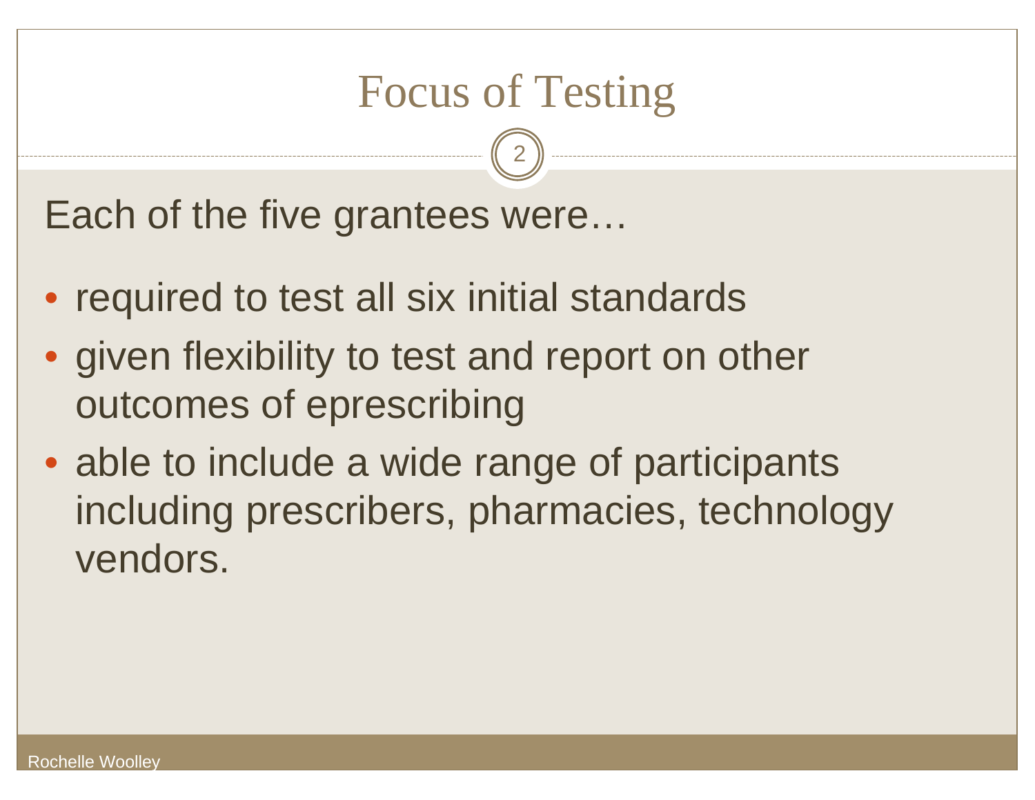# Focus of Testing

Each of the five grantees were…

- required to test all six initial standards
- given flexibility to test and report on other outcomes of eprescribing
- able to include a wide range of participants including prescribers, pharmacies, technology vendors.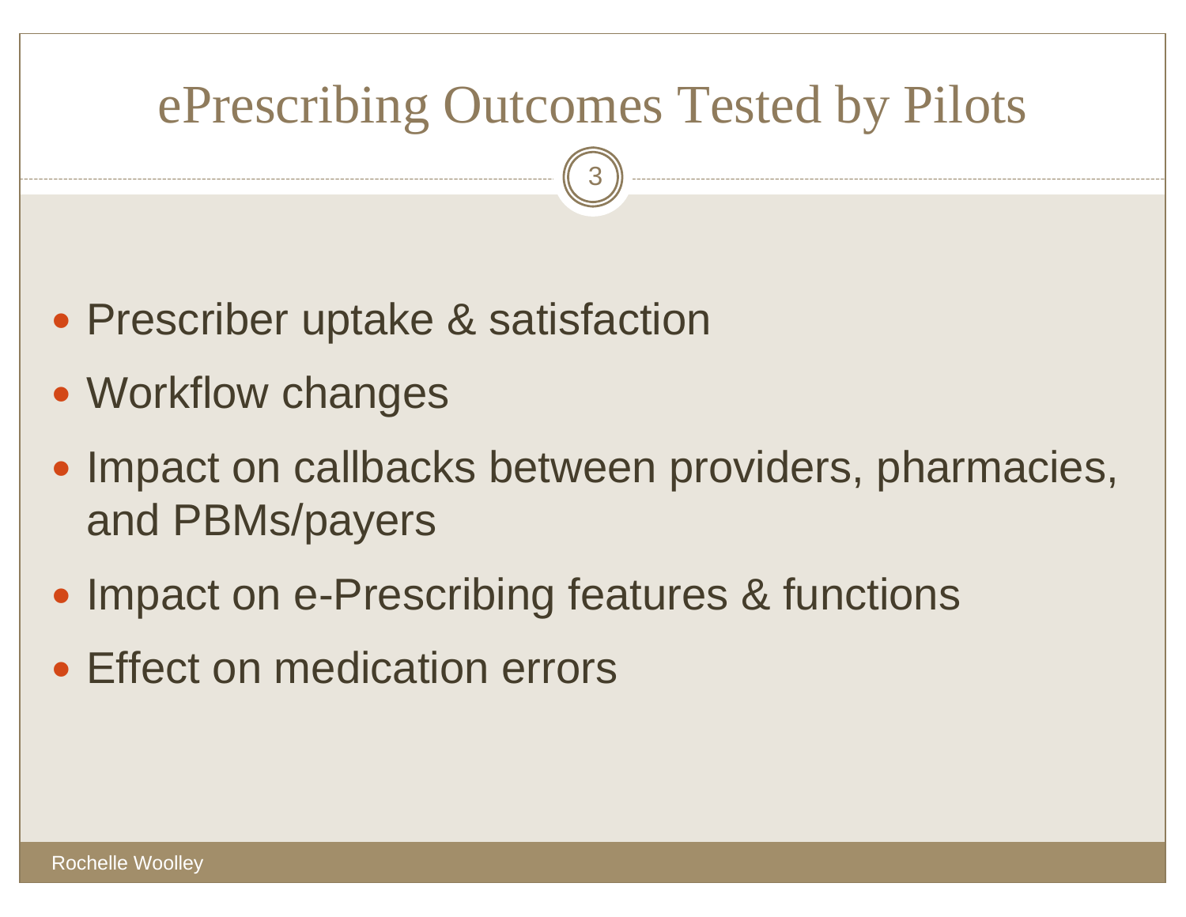# ePrescribing Outcomes Tested by Pilots

- Prescriber uptake & satisfaction
- Workflow changes
- Impact on callbacks between providers, pharmacies, and PBMs/payers
- Impact on e-Prescribing features & functions
- Effect on medication errors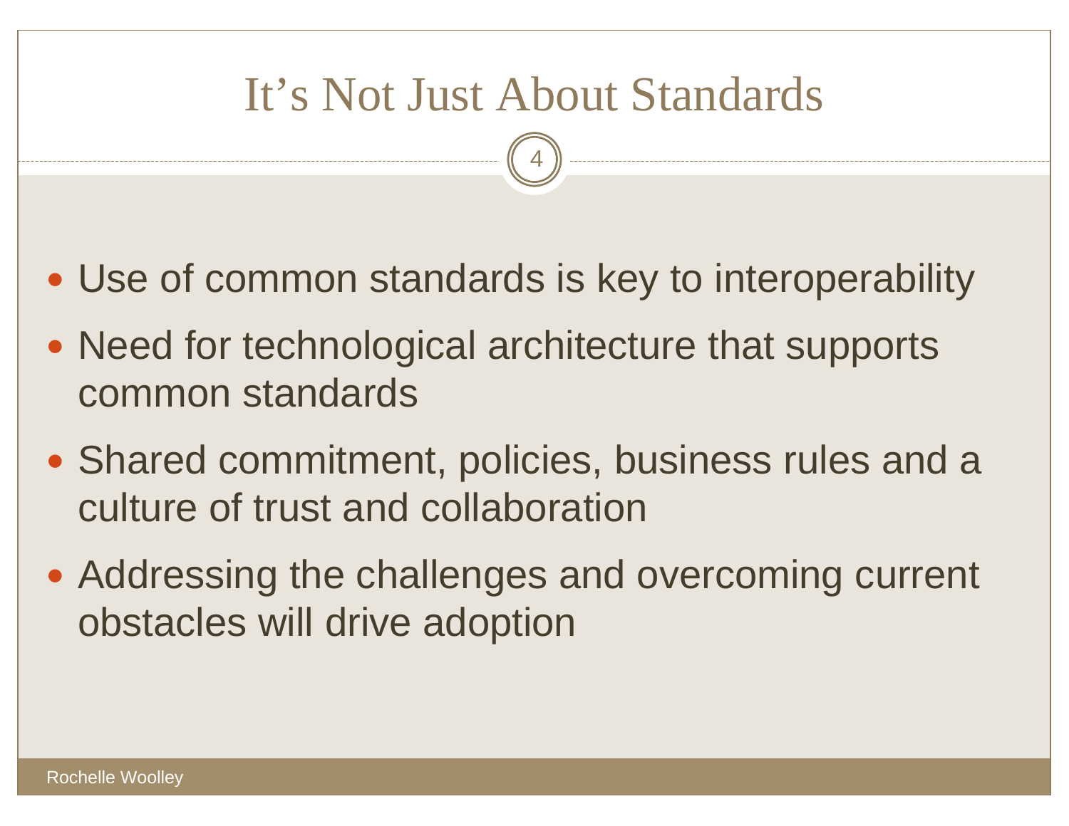# It's Not Just About Standards

- Use of common standards is key to interoperability
- Need for technological architecture that supports common standards
- Shared commitment, policies, business rules and a culture of trust and collaboration
- Addressing the challenges and overcoming current obstacles will drive adoption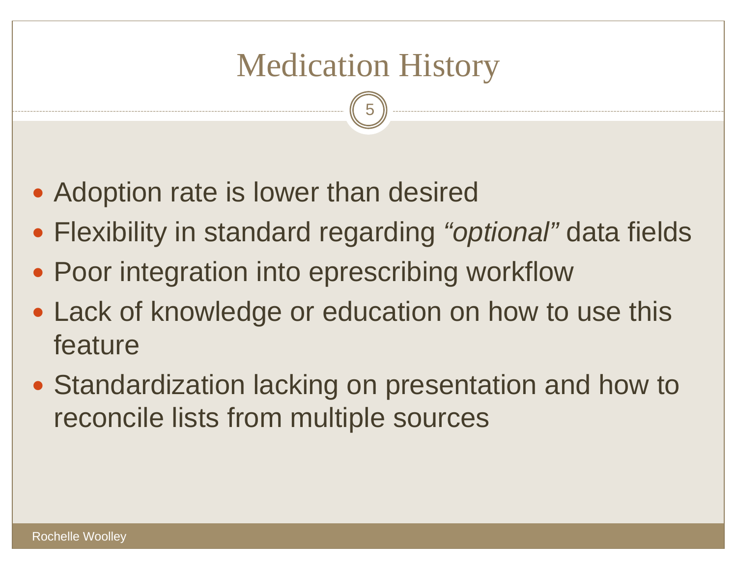# Medication History

- Adoption rate is lower than desired
- Flexibility in standard regarding *"optional"* data fields
- Poor integration into eprescribing workflow
- Lack of knowledge or education on how to use this feature
- Standardization lacking on presentation and how to reconcile lists from multiple sources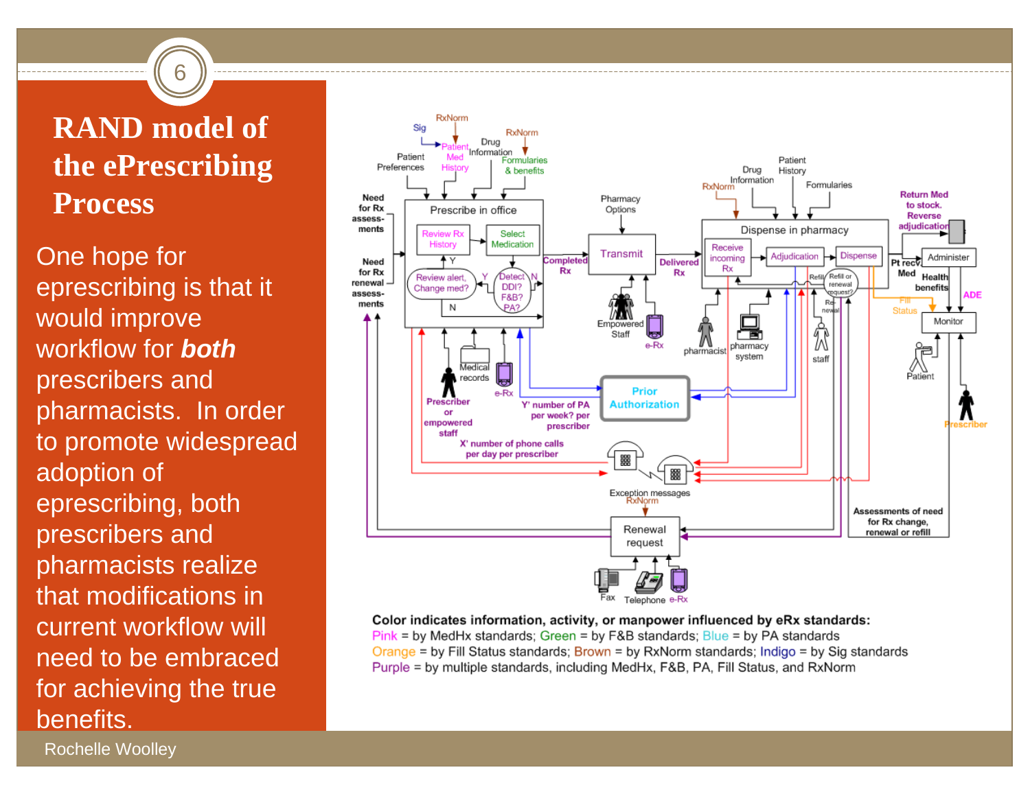# RAND model of the ePrescribing Process

One hope for eprescribing is that it would improve workflow for ***both*** prescribers and pharmacists. In order to promote widespread adoption of eprescribing, both prescribers and pharmacists realize that modifications in current workflow will need to be embraced for achieving the true benefits.

**Color indicates information, activity, or manpower influenced by eRx standards:**
Pink = by MedHx standards; Green = by F&B standards; Blue = by PA standards
Orange = by Fill Status standards; Brown = by RxNorm standards; Indigo = by Sig standards
Purple = by multiple standards, including MedHx, F&B, PA, Fill Status, and RxNorm

Rochelle Woolley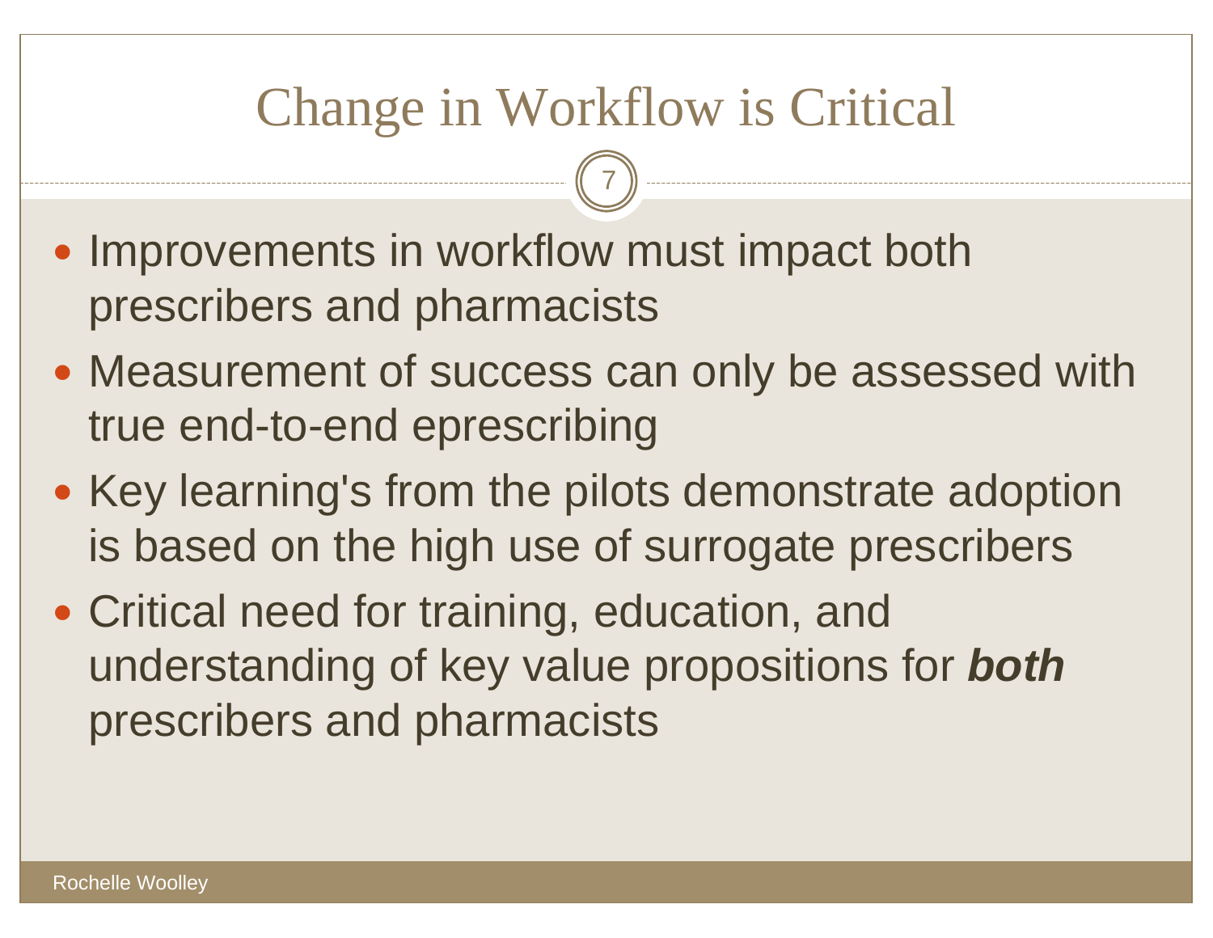# Change in Workflow is Critical

- Improvements in workflow must impact both prescribers and pharmacists
- Measurement of success can only be assessed with true end-to-end eprescribing
- Key learning's from the pilots demonstrate adoption is based on the high use of surrogate prescribers
- Critical need for training, education, and understanding of key value propositions for ***both*** prescribers and pharmacists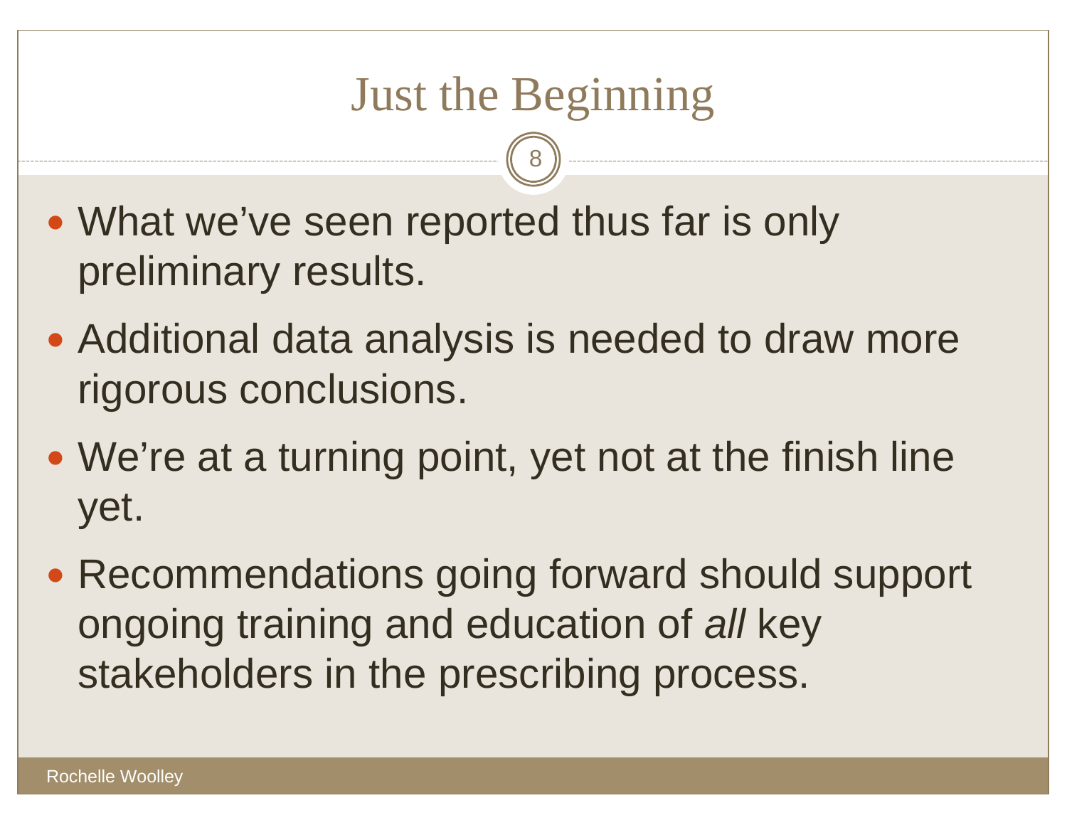# Just the Beginning

- What we've seen reported thus far is only preliminary results.
- Additional data analysis is needed to draw more rigorous conclusions.
- We're at a turning point, yet not at the finish line yet.
- Recommendations going forward should support ongoing training and education of *all* key stakeholders in the prescribing process.

Rochelle Woolley